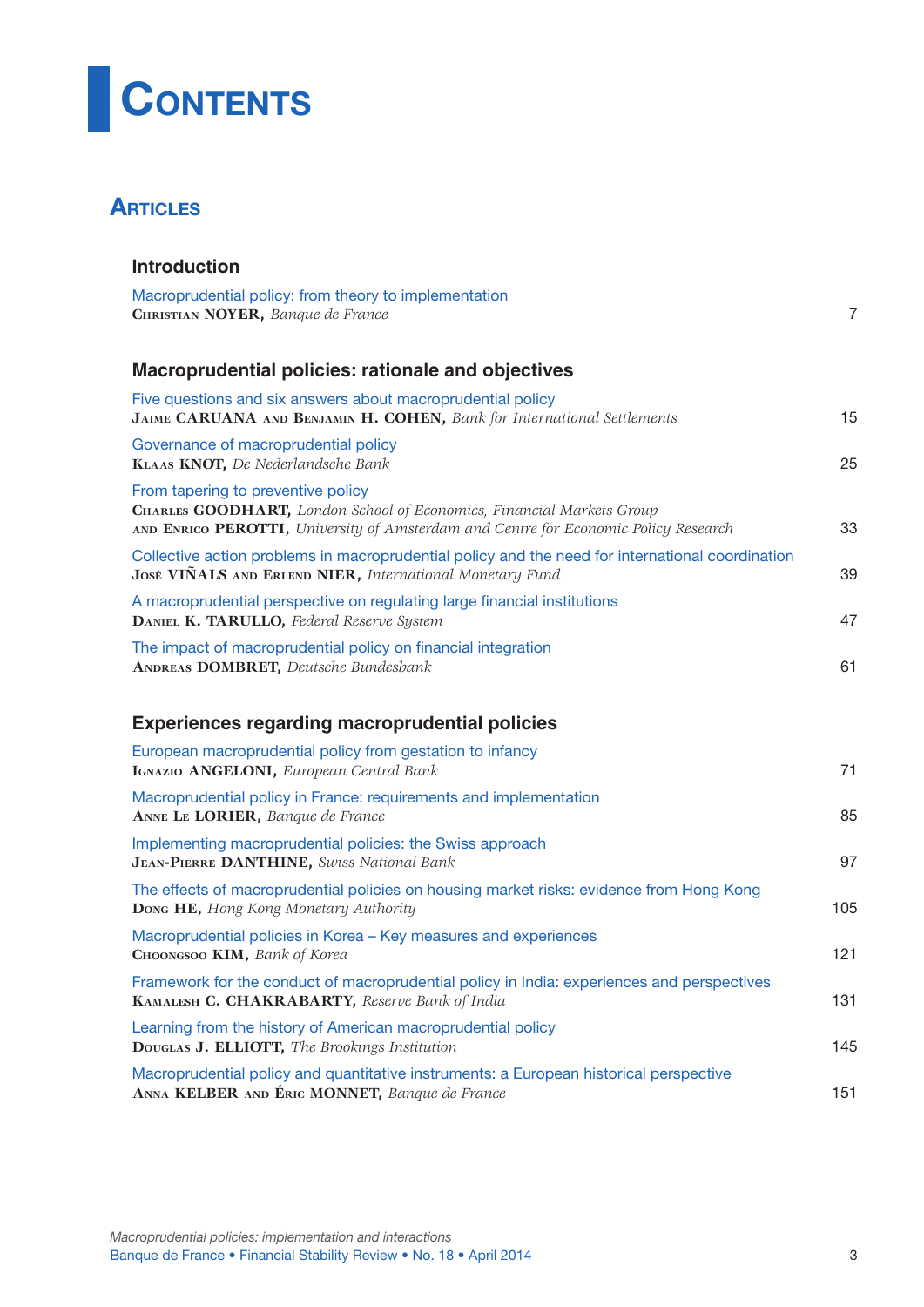# Contents

## Articles

### Introduction

Macroprudential policy: from theory to implementation
**Christian NOYER,** *Banque de France* — 7

### Macroprudential policies: rationale and objectives

Five questions and six answers about macroprudential policy
**Jaime CARUANA and Benjamin H. COHEN,** *Bank for International Settlements* — 15

Governance of macroprudential policy
**Klaas KNOT,** *De Nederlandsche Bank* — 25

From tapering to preventive policy
**Charles GOODHART,** *London School of Economics, Financial Markets Group*
**and Enrico PEROTTI,** *University of Amsterdam and Centre for Economic Policy Research* — 33

Collective action problems in macroprudential policy and the need for international coordination
**José VIÑALS and Erlend NIER,** *International Monetary Fund* — 39

A macroprudential perspective on regulating large financial institutions
**Daniel K. TARULLO,** *Federal Reserve System* — 47

The impact of macroprudential policy on financial integration
**Andreas DOMBRET,** *Deutsche Bundesbank* — 61

### Experiences regarding macroprudential policies

European macroprudential policy from gestation to infancy
**Ignazio ANGELONI,** *European Central Bank* — 71

Macroprudential policy in France: requirements and implementation
**Anne Le LORIER,** *Banque de France* — 85

Implementing macroprudential policies: the Swiss approach
**Jean-Pierre DANTHINE,** *Swiss National Bank* — 97

The effects of macroprudential policies on housing market risks: evidence from Hong Kong
**Dong HE,** *Hong Kong Monetary Authority* — 105

Macroprudential policies in Korea – Key measures and experiences
**Choongsoo KIM,** *Bank of Korea* — 121

Framework for the conduct of macroprudential policy in India: experiences and perspectives
**Kamalesh C. CHAKRABARTY,** *Reserve Bank of India* — 131

Learning from the history of American macroprudential policy
**Douglas J. ELLIOTT,** *The Brookings Institution* — 145

Macroprudential policy and quantitative instruments: a European historical perspective
**Anna KELBER and Éric MONNET,** *Banque de France* — 151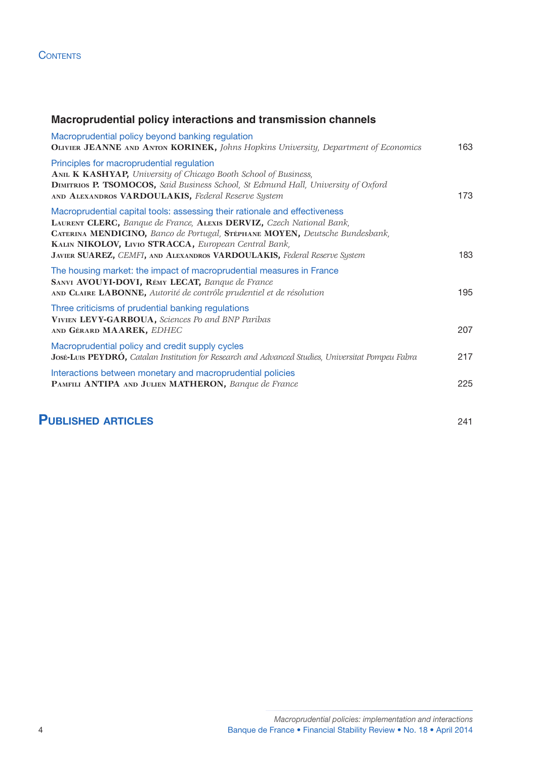CONTENTS

## Macroprudential policy interactions and transmission channels

Macroprudential policy beyond banking regulation
**OLIVIER JEANNE** AND **ANTON KORINEK,** *Johns Hopkins University, Department of Economics* 163

Principles for macroprudential regulation
**ANIL K KASHYAP,** *University of Chicago Booth School of Business,*
**DIMITRIOS P. TSOMOCOS,** *Said Business School, St Edmund Hall, University of Oxford*
AND **ALEXANDROS VARDOULAKIS,** *Federal Reserve System* 173

Macroprudential capital tools: assessing their rationale and effectiveness
**LAURENT CLERC,** *Banque de France,* **ALEXIS DERVIZ,** *Czech National Bank,*
**CATERINA MENDICINO,** *Banco de Portugal,* **STÉPHANE MOYEN,** *Deutsche Bundesbank,*
**KALIN NIKOLOV, LIVIO STRACCA,** *European Central Bank,*
**JAVIER SUAREZ,** *CEMFI,* AND **ALEXANDROS VARDOULAKIS,** *Federal Reserve System* 183

The housing market: the impact of macroprudential measures in France
**SANVI AVOUYI-DOVI, RÉMY LECAT,** *Banque de France*
AND **CLAIRE LABONNE,** *Autorité de contrôle prudentiel et de résolution* 195

Three criticisms of prudential banking regulations
**VIVIEN LEVY-GARBOUA,** *Sciences Po and BNP Paribas*
AND **GÉRARD MAAREK,** *EDHEC* 207

Macroprudential policy and credit supply cycles
**JOSÉ-LUIS PEYDRÓ,** *Catalan Institution for Research and Advanced Studies, Universitat Pompeu Fabra* 217

Interactions between monetary and macroprudential policies
**PAMFILI ANTIPA** AND **JULIEN MATHERON,** *Banque de France* 225

## PUBLISHED ARTICLES 241